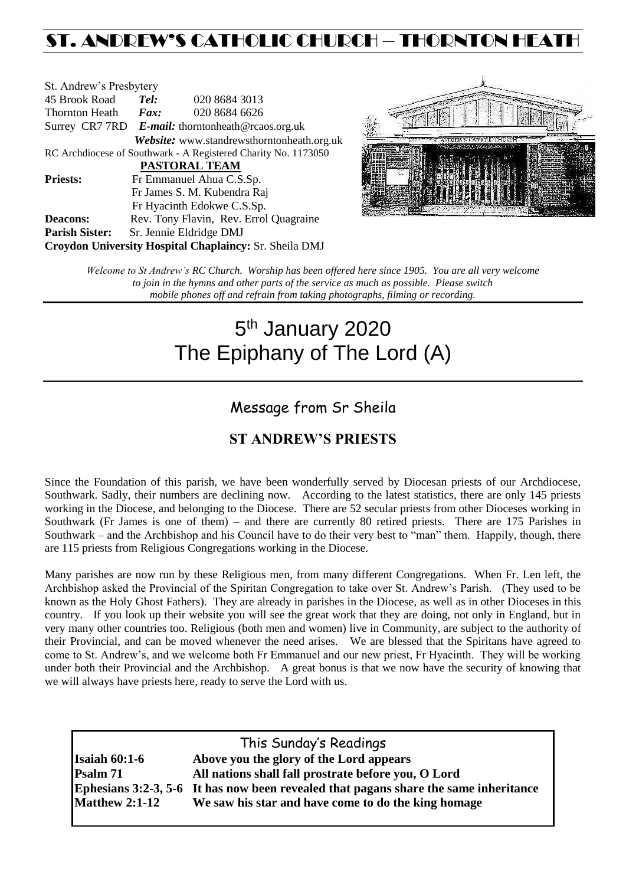# ST. ANDREW'S CATHOLIC CHURCH – THORNTON HEATH

St. Andrew's Presbytery
45 Brook Road *Tel:* 020 8684 3013
Thornton Heath *Fax:* 020 8684 6626
Surrey CR7 7RD *E-mail:* thorntonheath@rcaos.org.uk
*Website:* www.standrewsthorntonheath.org.uk
RC Archdiocese of Southwark - A Registered Charity No. 1173050

**PASTORAL TEAM**

**Priests:** Fr Emmanuel Ahua C.S.Sp.
Fr James S. M. Kubendra Raj
Fr Hyacinth Edokwe C.S.Sp.
**Deacons:** Rev. Tony Flavin, Rev. Errol Quagraine
**Parish Sister:** Sr. Jennie Eldridge DMJ
**Croydon University Hospital Chaplaincy:** Sr. Sheila DMJ

*Welcome to St Andrew's RC Church. Worship has been offered here since 1905. You are all very welcome to join in the hymns and other parts of the service as much as possible. Please switch mobile phones off and refrain from taking photographs, filming or recording.*

# 5th January 2020
# The Epiphany of The Lord (A)

## Message from Sr Sheila

### ST ANDREW'S PRIESTS

Since the Foundation of this parish, we have been wonderfully served by Diocesan priests of our Archdiocese, Southwark. Sadly, their numbers are declining now. According to the latest statistics, there are only 145 priests working in the Diocese, and belonging to the Diocese. There are 52 secular priests from other Dioceses working in Southwark (Fr James is one of them) – and there are currently 80 retired priests. There are 175 Parishes in Southwark – and the Archbishop and his Council have to do their very best to "man" them. Happily, though, there are 115 priests from Religious Congregations working in the Diocese.

Many parishes are now run by these Religious men, from many different Congregations. When Fr. Len left, the Archbishop asked the Provincial of the Spiritan Congregation to take over St. Andrew's Parish. (They used to be known as the Holy Ghost Fathers). They are already in parishes in the Diocese, as well as in other Dioceses in this country. If you look up their website you will see the great work that they are doing, not only in England, but in very many other countries too. Religious (both men and women) live in Community, are subject to the authority of their Provincial, and can be moved whenever the need arises. We are blessed that the Spiritans have agreed to come to St. Andrew's, and we welcome both Fr Emmanuel and our new priest, Fr Hyacinth. They will be working under both their Provincial and the Archbishop. A great bonus is that we now have the security of knowing that we will always have priests here, ready to serve the Lord with us.

## This Sunday's Readings

| | |
|---|---|
| **Isaiah 60:1-6** | **Above you the glory of the Lord appears** |
| **Psalm 71** | **All nations shall fall prostrate before you, O Lord** |
| **Ephesians 3:2-3, 5-6** | **It has now been revealed that pagans share the same inheritance** |
| **Matthew 2:1-12** | **We saw his star and have come to do the king homage** |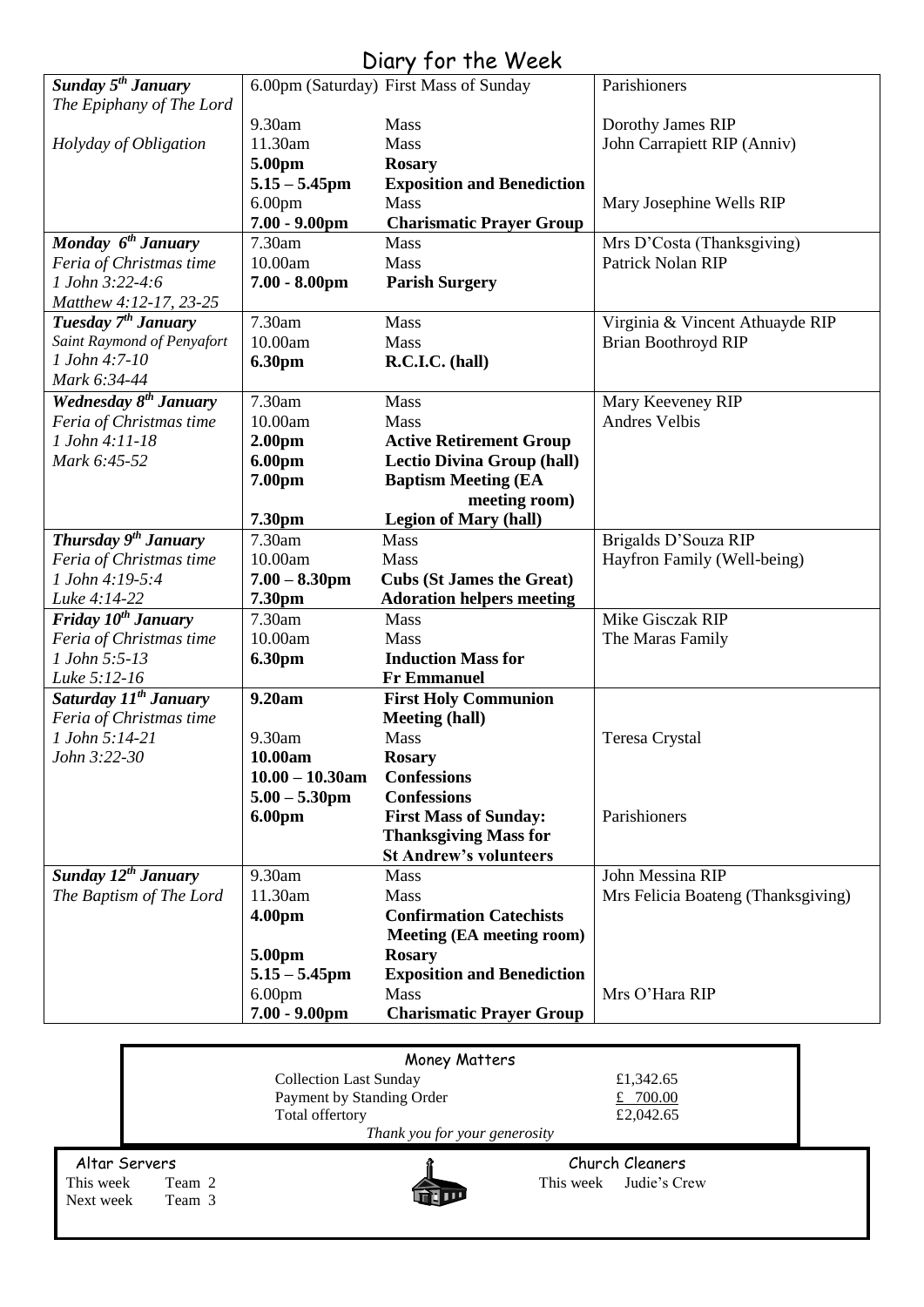# Diary for the Week

| Day | Time | Event | Intention |
|---|---|---|---|
| ***Sunday 5th January*** *The Epiphany of The Lord* | 6.00pm (Saturday) | First Mass of Sunday | Parishioners |
| | 9.30am | Mass | Dorothy James RIP |
| *Holyday of Obligation* | 11.30am | Mass | John Carrapiett RIP (Anniv) |
| | **5.00pm** | **Rosary** | |
| | **5.15 – 5.45pm** | **Exposition and Benediction** | |
| | 6.00pm | Mass | Mary Josephine Wells RIP |
| | **7.00 - 9.00pm** | **Charismatic Prayer Group** | |
| ***Monday 6th January*** | 7.30am | Mass | Mrs D'Costa (Thanksgiving) |
| *Feria of Christmas time* | 10.00am | Mass | Patrick Nolan RIP |
| *1 John 3:22-4:6* | **7.00 - 8.00pm** | **Parish Surgery** | |
| *Matthew 4:12-17, 23-25* | | | |
| ***Tuesday 7th January*** | 7.30am | Mass | Virginia & Vincent Athuayde RIP |
| *Saint Raymond of Penyafort* | 10.00am | Mass | Brian Boothroyd RIP |
| *1 John 4:7-10* | **6.30pm** | **R.C.I.C. (hall)** | |
| *Mark 6:34-44* | | | |
| ***Wednesday 8th January*** | 7.30am | Mass | Mary Keeveney RIP |
| *Feria of Christmas time* | 10.00am | Mass | Andres Velbis |
| *1 John 4:11-18* | **2.00pm** | **Active Retirement Group** | |
| *Mark 6:45-52* | **6.00pm** | **Lectio Divina Group (hall)** | |
| | **7.00pm** | **Baptism Meeting (EA meeting room)** | |
| | **7.30pm** | **Legion of Mary (hall)** | |
| ***Thursday 9th January*** | 7.30am | Mass | Brigalds D'Souza RIP |
| *Feria of Christmas time* | 10.00am | Mass | Hayfron Family (Well-being) |
| *1 John 4:19-5:4* | **7.00 – 8.30pm** | **Cubs (St James the Great)** | |
| *Luke 4:14-22* | **7.30pm** | **Adoration helpers meeting** | |
| ***Friday 10th January*** | 7.30am | Mass | Mike Gisczak RIP |
| *Feria of Christmas time* | 10.00am | Mass | The Maras Family |
| *1 John 5:5-13* | **6.30pm** | **Induction Mass for Fr Emmanuel** | |
| *Luke 5:12-16* | | | |
| ***Saturday 11th January*** | **9.20am** | **First Holy Communion Meeting (hall)** | |
| *Feria of Christmas time* | | | |
| *1 John 5:14-21* | 9.30am | Mass | Teresa Crystal |
| *John 3:22-30* | **10.00am** | **Rosary** | |
| | **10.00 – 10.30am** | **Confessions** | |
| | **5.00 – 5.30pm** | **Confessions** | |
| | **6.00pm** | **First Mass of Sunday: Thanksgiving Mass for St Andrew's volunteers** | Parishioners |
| ***Sunday 12th January*** | 9.30am | Mass | John Messina RIP |
| *The Baptism of The Lord* | 11.30am | Mass | Mrs Felicia Boateng (Thanksgiving) |
| | **4.00pm** | **Confirmation Catechists Meeting (EA meeting room)** | |
| | **5.00pm** | **Rosary** | |
| | **5.15 – 5.45pm** | **Exposition and Benediction** | |
| | 6.00pm | Mass | Mrs O'Hara RIP |
| | **7.00 - 9.00pm** | **Charismatic Prayer Group** | |

## Money Matters

| | |
|---|---|
| Collection Last Sunday | £1,342.65 |
| Payment by Standing Order | £ 700.00 |
| Total offertory | £2,042.65 |

*Thank you for your generosity*

## Altar Servers

This week Team 2
Next week Team 3

## Church Cleaners

This week Judie's Crew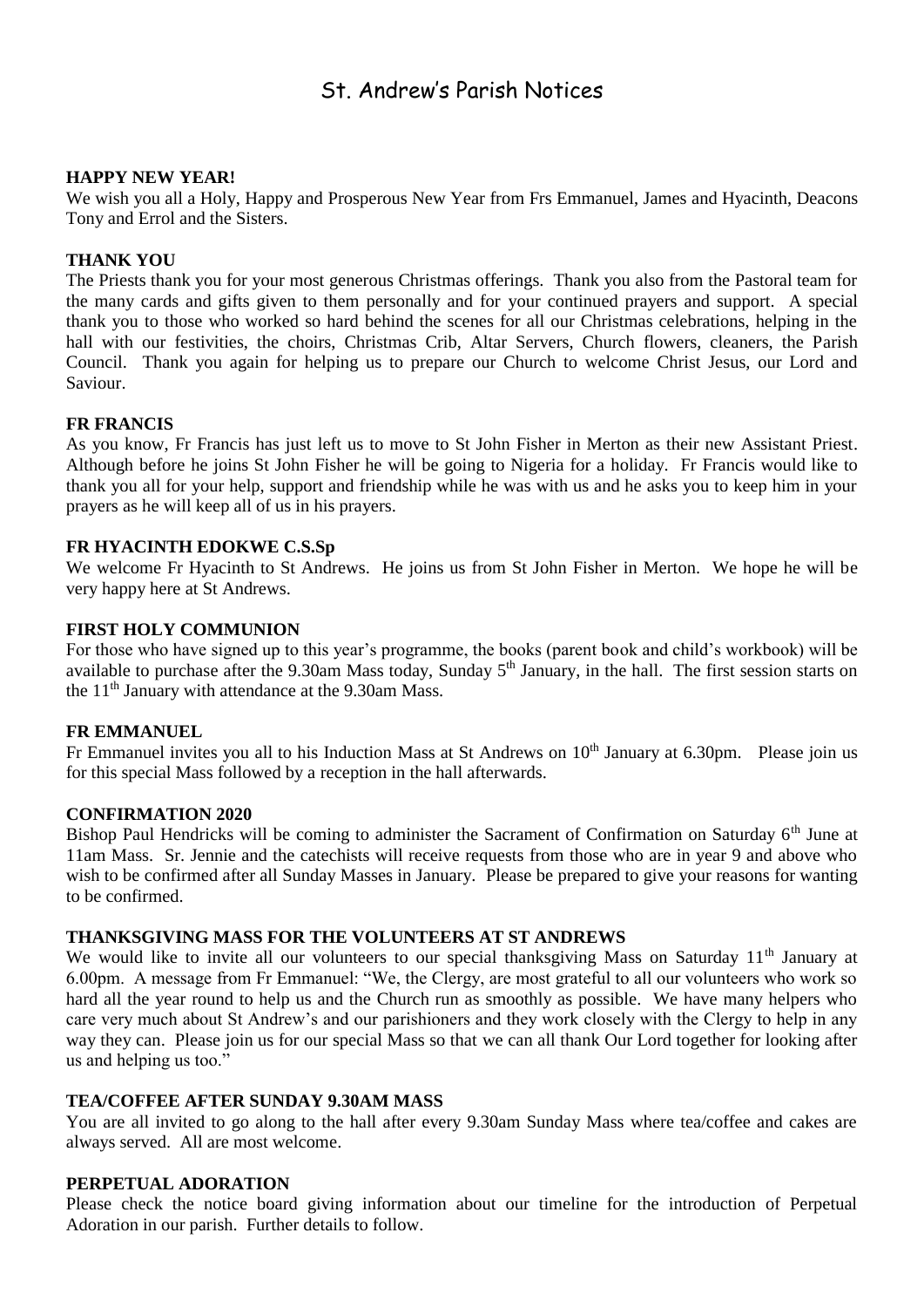# St. Andrew's Parish Notices

**HAPPY NEW YEAR!**

We wish you all a Holy, Happy and Prosperous New Year from Frs Emmanuel, James and Hyacinth, Deacons Tony and Errol and the Sisters.

**THANK YOU**

The Priests thank you for your most generous Christmas offerings. Thank you also from the Pastoral team for the many cards and gifts given to them personally and for your continued prayers and support. A special thank you to those who worked so hard behind the scenes for all our Christmas celebrations, helping in the hall with our festivities, the choirs, Christmas Crib, Altar Servers, Church flowers, cleaners, the Parish Council. Thank you again for helping us to prepare our Church to welcome Christ Jesus, our Lord and Saviour.

**FR FRANCIS**

As you know, Fr Francis has just left us to move to St John Fisher in Merton as their new Assistant Priest. Although before he joins St John Fisher he will be going to Nigeria for a holiday. Fr Francis would like to thank you all for your help, support and friendship while he was with us and he asks you to keep him in your prayers as he will keep all of us in his prayers.

**FR HYACINTH EDOKWE C.S.Sp**

We welcome Fr Hyacinth to St Andrews. He joins us from St John Fisher in Merton. We hope he will be very happy here at St Andrews.

**FIRST HOLY COMMUNION**

For those who have signed up to this year's programme, the books (parent book and child's workbook) will be available to purchase after the 9.30am Mass today, Sunday 5th January, in the hall. The first session starts on the 11th January with attendance at the 9.30am Mass.

**FR EMMANUEL**

Fr Emmanuel invites you all to his Induction Mass at St Andrews on 10th January at 6.30pm. Please join us for this special Mass followed by a reception in the hall afterwards.

**CONFIRMATION 2020**

Bishop Paul Hendricks will be coming to administer the Sacrament of Confirmation on Saturday 6th June at 11am Mass. Sr. Jennie and the catechists will receive requests from those who are in year 9 and above who wish to be confirmed after all Sunday Masses in January. Please be prepared to give your reasons for wanting to be confirmed.

**THANKSGIVING MASS FOR THE VOLUNTEERS AT ST ANDREWS**

We would like to invite all our volunteers to our special thanksgiving Mass on Saturday 11th January at 6.00pm. A message from Fr Emmanuel: "We, the Clergy, are most grateful to all our volunteers who work so hard all the year round to help us and the Church run as smoothly as possible. We have many helpers who care very much about St Andrew's and our parishioners and they work closely with the Clergy to help in any way they can. Please join us for our special Mass so that we can all thank Our Lord together for looking after us and helping us too."

**TEA/COFFEE AFTER SUNDAY 9.30AM MASS**

You are all invited to go along to the hall after every 9.30am Sunday Mass where tea/coffee and cakes are always served. All are most welcome.

**PERPETUAL ADORATION**

Please check the notice board giving information about our timeline for the introduction of Perpetual Adoration in our parish. Further details to follow.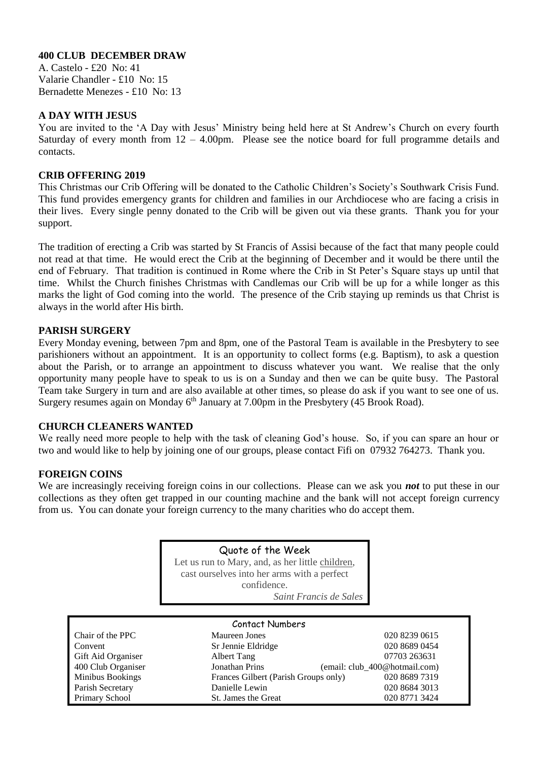### 400 CLUB DECEMBER DRAW

A. Castelo - £20 No: 41
Valarie Chandler - £10 No: 15
Bernadette Menezes - £10 No: 13

### A DAY WITH JESUS

You are invited to the 'A Day with Jesus' Ministry being held here at St Andrew's Church on every fourth Saturday of every month from 12 – 4.00pm. Please see the notice board for full programme details and contacts.

### CRIB OFFERING 2019

This Christmas our Crib Offering will be donated to the Catholic Children's Society's Southwark Crisis Fund. This fund provides emergency grants for children and families in our Archdiocese who are facing a crisis in their lives. Every single penny donated to the Crib will be given out via these grants. Thank you for your support.

The tradition of erecting a Crib was started by St Francis of Assisi because of the fact that many people could not read at that time. He would erect the Crib at the beginning of December and it would be there until the end of February. That tradition is continued in Rome where the Crib in St Peter's Square stays up until that time. Whilst the Church finishes Christmas with Candlemas our Crib will be up for a while longer as this marks the light of God coming into the world. The presence of the Crib staying up reminds us that Christ is always in the world after His birth.

### PARISH SURGERY

Every Monday evening, between 7pm and 8pm, one of the Pastoral Team is available in the Presbytery to see parishioners without an appointment. It is an opportunity to collect forms (e.g. Baptism), to ask a question about the Parish, or to arrange an appointment to discuss whatever you want. We realise that the only opportunity many people have to speak to us is on a Sunday and then we can be quite busy. The Pastoral Team take Surgery in turn and are also available at other times, so please do ask if you want to see one of us. Surgery resumes again on Monday 6th January at 7.00pm in the Presbytery (45 Brook Road).

### CHURCH CLEANERS WANTED

We really need more people to help with the task of cleaning God's house. So, if you can spare an hour or two and would like to help by joining one of our groups, please contact Fifi on 07932 764273. Thank you.

### FOREIGN COINS

We are increasingly receiving foreign coins in our collections. Please can we ask you ***not*** to put these in our collections as they often get trapped in our counting machine and the bank will not accept foreign currency from us. You can donate your foreign currency to the many charities who do accept them.

**Quote of the Week**

Let us run to Mary, and, as her little children, cast ourselves into her arms with a perfect confidence.

*Saint Francis de Sales*

**Contact Numbers**

| | | |
|---|---|---|
| Chair of the PPC | Maureen Jones | 020 8239 0615 |
| Convent | Sr Jennie Eldridge | 020 8689 0454 |
| Gift Aid Organiser | Albert Tang | 07703 263631 |
| 400 Club Organiser | Jonathan Prins | (email: club_400@hotmail.com) |
| Minibus Bookings | Frances Gilbert (Parish Groups only) | 020 8689 7319 |
| Parish Secretary | Danielle Lewin | 020 8684 3013 |
| Primary School | St. James the Great | 020 8771 3424 |